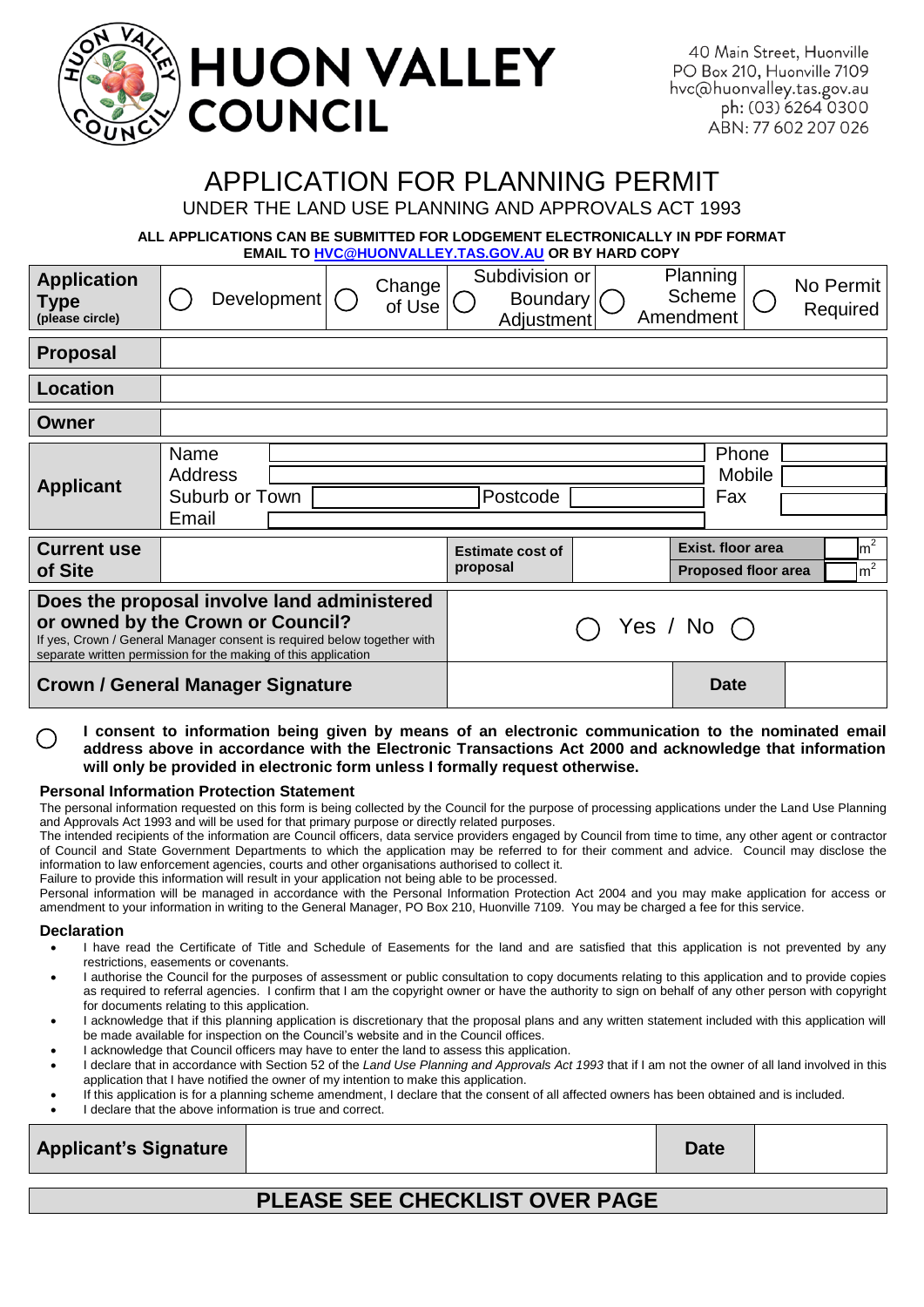# HUON VALLEY COUNCIL

40 Main Street, Huonville
PO Box 210, Huonville 7109
hvc@huonvalley.tas.gov.au
ph: (03) 6264 0300
ABN: 77 602 207 026

# APPLICATION FOR PLANNING PERMIT

## UNDER THE LAND USE PLANNING AND APPROVALS ACT 1993

**ALL APPLICATIONS CAN BE SUBMITTED FOR LODGEMENT ELECTRONICALLY IN PDF FORMAT EMAIL TO HVC@HUONVALLEY.TAS.GOV.AU OR BY HARD COPY**

| **Application Type** (please circle) | ◯ Development | ◯ Change of Use | ◯ Subdivision or Boundary Adjustment | ◯ Planning Scheme Amendment | ◯ No Permit Required |
|---|---|---|---|---|---|

| | |
|---|---|
| **Proposal** | |
| **Location** | |
| **Owner** | |

| **Applicant** | | | |
|---|---|---|---|
| Name | | Phone | |
| Address | | Mobile | |
| Suburb or Town | Postcode | Fax | |
| Email | | | |

| **Current use of Site** | | **Estimate cost of proposal** | | **Exist. floor area** | $m^2$ |
|---|---|---|---|---|---|
| | | | | **Proposed floor area** | $m^2$ |

| **Does the proposal involve land administered or owned by the Crown or Council?** If yes, Crown / General Manager consent is required below together with separate written permission for the making of this application | ◯ Yes / No ◯ | | |
|---|---|---|---|
| **Crown / General Manager Signature** | | **Date** | |

◯ **I consent to information being given by means of an electronic communication to the nominated email address above in accordance with the Electronic Transactions Act 2000 and acknowledge that information will only be provided in electronic form unless I formally request otherwise.**

### Personal Information Protection Statement

The personal information requested on this form is being collected by the Council for the purpose of processing applications under the Land Use Planning and Approvals Act 1993 and will be used for that primary purpose or directly related purposes.
The intended recipients of the information are Council officers, data service providers engaged by Council from time to time, any other agent or contractor of Council and State Government Departments to which the application may be referred to for their comment and advice. Council may disclose the information to law enforcement agencies, courts and other organisations authorised to collect it.
Failure to provide this information will result in your application not being able to be processed.
Personal information will be managed in accordance with the Personal Information Protection Act 2004 and you may make application for access or amendment to your information in writing to the General Manager, PO Box 210, Huonville 7109. You may be charged a fee for this service.

### Declaration

- I have read the Certificate of Title and Schedule of Easements for the land and are satisfied that this application is not prevented by any restrictions, easements or covenants.
- I authorise the Council for the purposes of assessment or public consultation to copy documents relating to this application and to provide copies as required to referral agencies. I confirm that I am the copyright owner or have the authority to sign on behalf of any other person with copyright for documents relating to this application.
- I acknowledge that if this planning application is discretionary that the proposal plans and any written statement included with this application will be made available for inspection on the Council's website and in the Council offices.
- I acknowledge that Council officers may have to enter the land to assess this application.
- I declare that in accordance with Section 52 of the *Land Use Planning and Approvals Act 1993* that if I am not the owner of all land involved in this application that I have notified the owner of my intention to make this application.
- If this application is for a planning scheme amendment, I declare that the consent of all affected owners has been obtained and is included.
- I declare that the above information is true and correct.

| **Applicant's Signature** | | **Date** | |
|---|---|---|---|

**PLEASE SEE CHECKLIST OVER PAGE**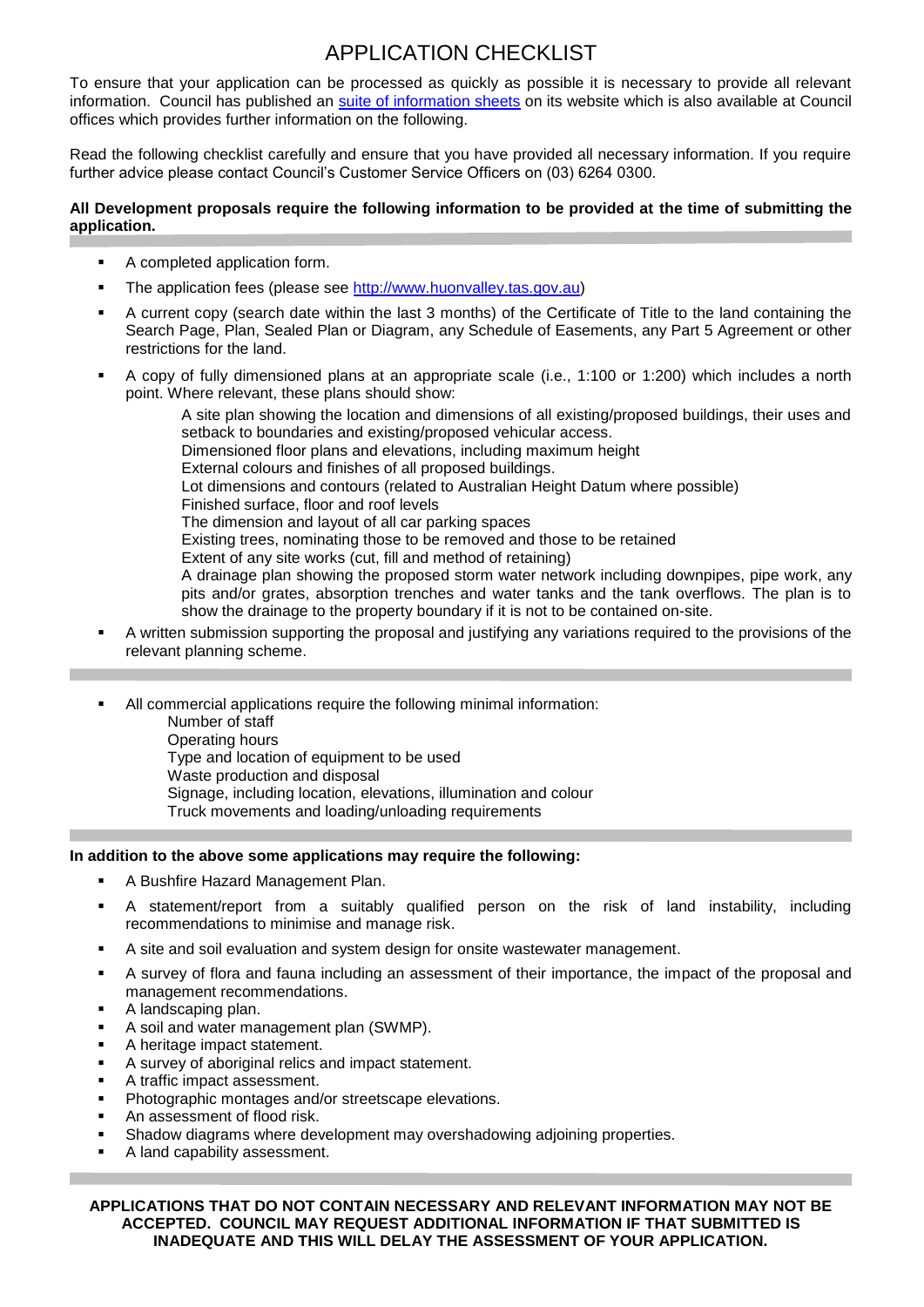# APPLICATION CHECKLIST

To ensure that your application can be processed as quickly as possible it is necessary to provide all relevant information. Council has published an suite of information sheets on its website which is also available at Council offices which provides further information on the following.

Read the following checklist carefully and ensure that you have provided all necessary information. If you require further advice please contact Council's Customer Service Officers on (03) 6264 0300.

**All Development proposals require the following information to be provided at the time of submitting the application.**

- A completed application form.
- The application fees (please see http://www.huonvalley.tas.gov.au)
- A current copy (search date within the last 3 months) of the Certificate of Title to the land containing the Search Page, Plan, Sealed Plan or Diagram, any Schedule of Easements, any Part 5 Agreement or other restrictions for the land.
- A copy of fully dimensioned plans at an appropriate scale (i.e., 1:100 or 1:200) which includes a north point. Where relevant, these plans should show:
  - A site plan showing the location and dimensions of all existing/proposed buildings, their uses and setback to boundaries and existing/proposed vehicular access.
  - Dimensioned floor plans and elevations, including maximum height
  - External colours and finishes of all proposed buildings.
  - Lot dimensions and contours (related to Australian Height Datum where possible)
  - Finished surface, floor and roof levels
  - The dimension and layout of all car parking spaces
  - Existing trees, nominating those to be removed and those to be retained
  - Extent of any site works (cut, fill and method of retaining)
  - A drainage plan showing the proposed storm water network including downpipes, pipe work, any pits and/or grates, absorption trenches and water tanks and the tank overflows. The plan is to show the drainage to the property boundary if it is not to be contained on-site.
- A written submission supporting the proposal and justifying any variations required to the provisions of the relevant planning scheme.

- All commercial applications require the following minimal information:
  - Number of staff
  - Operating hours
  - Type and location of equipment to be used
  - Waste production and disposal
  - Signage, including location, elevations, illumination and colour
  - Truck movements and loading/unloading requirements

**In addition to the above some applications may require the following:**

- A Bushfire Hazard Management Plan.
- A statement/report from a suitably qualified person on the risk of land instability, including recommendations to minimise and manage risk.
- A site and soil evaluation and system design for onsite wastewater management.
- A survey of flora and fauna including an assessment of their importance, the impact of the proposal and management recommendations.
- A landscaping plan.
- A soil and water management plan (SWMP).
- A heritage impact statement.
- A survey of aboriginal relics and impact statement.
- A traffic impact assessment.
- Photographic montages and/or streetscape elevations.
- An assessment of flood risk.
- Shadow diagrams where development may overshadowing adjoining properties.
- A land capability assessment.

**APPLICATIONS THAT DO NOT CONTAIN NECESSARY AND RELEVANT INFORMATION MAY NOT BE ACCEPTED. COUNCIL MAY REQUEST ADDITIONAL INFORMATION IF THAT SUBMITTED IS INADEQUATE AND THIS WILL DELAY THE ASSESSMENT OF YOUR APPLICATION.**